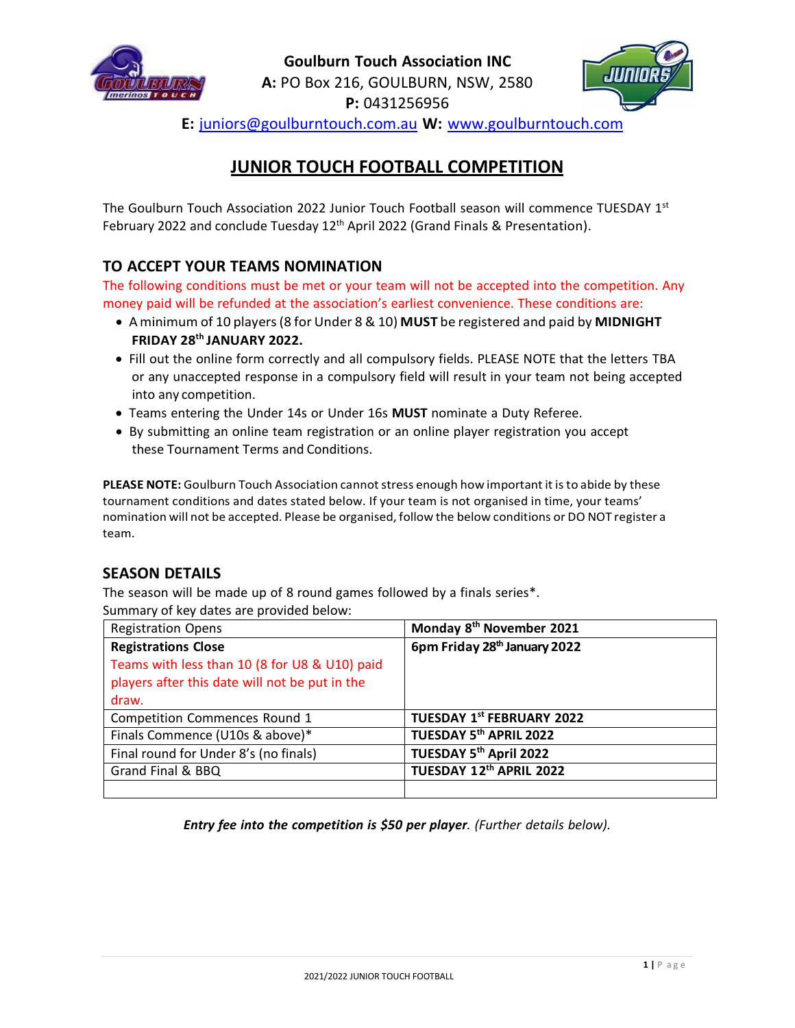**Goulburn Touch Association INC**
**A:** PO Box 216, GOULBURN, NSW, 2580
**P:** 0431256956
**E:** juniors@goulburntouch.com.au **W:** www.goulburntouch.com

# JUNIOR TOUCH FOOTBALL COMPETITION

The Goulburn Touch Association 2022 Junior Touch Football season will commence TUESDAY 1st February 2022 and conclude Tuesday 12th April 2022 (Grand Finals & Presentation).

## TO ACCEPT YOUR TEAMS NOMINATION

The following conditions must be met or your team will not be accepted into the competition. Any money paid will be refunded at the association's earliest convenience. These conditions are:

- A minimum of 10 players (8 for Under 8 & 10) **MUST** be registered and paid by **MIDNIGHT FRIDAY 28th JANUARY 2022.**
- Fill out the online form correctly and all compulsory fields. PLEASE NOTE that the letters TBA or any unaccepted response in a compulsory field will result in your team not being accepted into any competition.
- Teams entering the Under 14s or Under 16s **MUST** nominate a Duty Referee.
- By submitting an online team registration or an online player registration you accept these Tournament Terms and Conditions.

**PLEASE NOTE:** Goulburn Touch Association cannot stress enough how important it is to abide by these tournament conditions and dates stated below. If your team is not organised in time, your teams' nomination will not be accepted. Please be organised, follow the below conditions or DO NOT register a team.

## SEASON DETAILS

The season will be made up of 8 round games followed by a finals series*.
Summary of key dates are provided below:

| Registration Opens | **Monday 8th November 2021** |
|---|---|
| **Registrations Close** Teams with less than 10 (8 for U8 & U10) paid players after this date will not be put in the draw. | **6pm Friday 28th January 2022** |
| Competition Commences Round 1 | **TUESDAY 1st FEBRUARY 2022** |
| Finals Commence (U10s & above)* | **TUESDAY 5th APRIL 2022** |
| Final round for Under 8's (no finals) | **TUESDAY 5th April 2022** |
| Grand Final & BBQ | **TUESDAY 12th APRIL 2022** |
| | |

***Entry fee into the competition is $50 per player****. (Further details below).*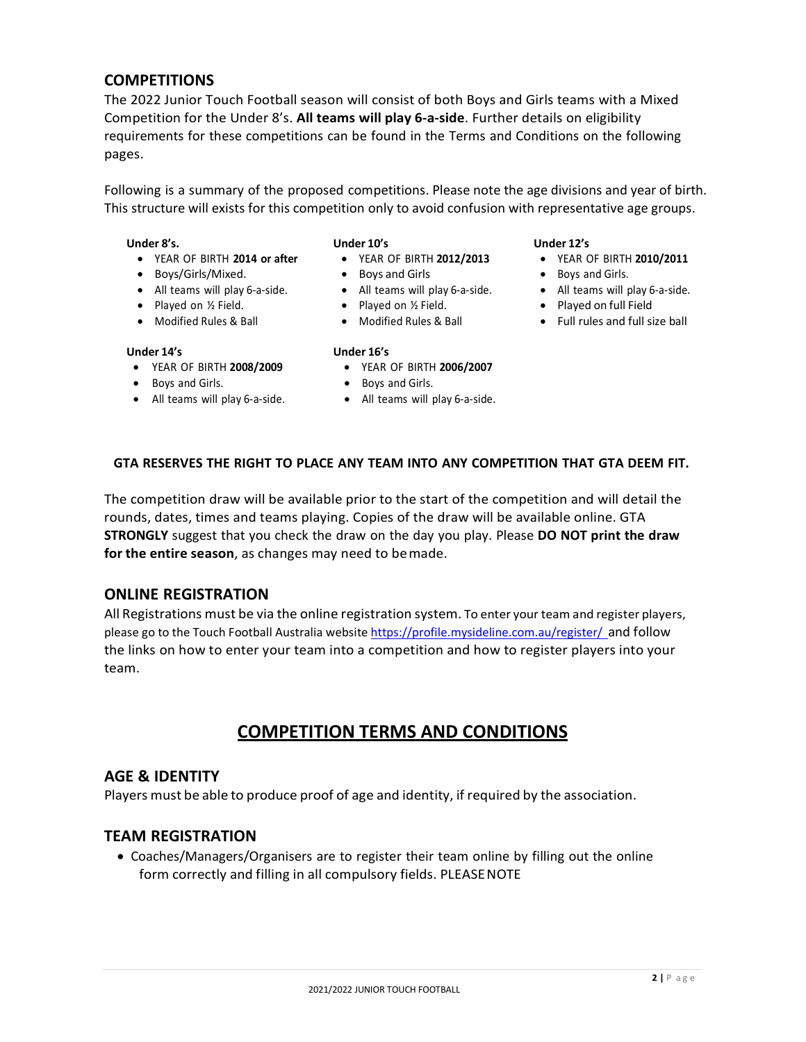## COMPETITIONS

The 2022 Junior Touch Football season will consist of both Boys and Girls teams with a Mixed Competition for the Under 8's. **All teams will play 6-a-side**. Further details on eligibility requirements for these competitions can be found in the Terms and Conditions on the following pages.

Following is a summary of the proposed competitions. Please note the age divisions and year of birth. This structure will exists for this competition only to avoid confusion with representative age groups.

**Under 8's.**

- YEAR OF BIRTH **2014 or after**
- Boys/Girls/Mixed.
- All teams will play 6-a-side.
- Played on ½ Field.
- Modified Rules & Ball

**Under 10's**

- YEAR OF BIRTH **2012/2013**
- Boys and Girls
- All teams will play 6-a-side.
- Played on ½ Field.
- Modified Rules & Ball

**Under 12's**

- YEAR OF BIRTH **2010/2011**
- Boys and Girls.
- All teams will play 6-a-side.
- Played on full Field
- Full rules and full size ball

**Under 14's**

- YEAR OF BIRTH **2008/2009**
- Boys and Girls.
- All teams will play 6-a-side.

**Under 16's**

- YEAR OF BIRTH **2006/2007**
- Boys and Girls.
- All teams will play 6-a-side.

**GTA RESERVES THE RIGHT TO PLACE ANY TEAM INTO ANY COMPETITION THAT GTA DEEM FIT.**

The competition draw will be available prior to the start of the competition and will detail the rounds, dates, times and teams playing. Copies of the draw will be available online. GTA **STRONGLY** suggest that you check the draw on the day you play. Please **DO NOT print the draw for the entire season**, as changes may need to be made.

## ONLINE REGISTRATION

All Registrations must be via the online registration system. To enter your team and register players, please go to the Touch Football Australia website https://profile.mysideline.com.au/register/ and follow the links on how to enter your team into a competition and how to register players into your team.

# COMPETITION TERMS AND CONDITIONS

## AGE & IDENTITY

Players must be able to produce proof of age and identity, if required by the association.

## TEAM REGISTRATION

- Coaches/Managers/Organisers are to register their team online by filling out the online form correctly and filling in all compulsory fields. PLEASE NOTE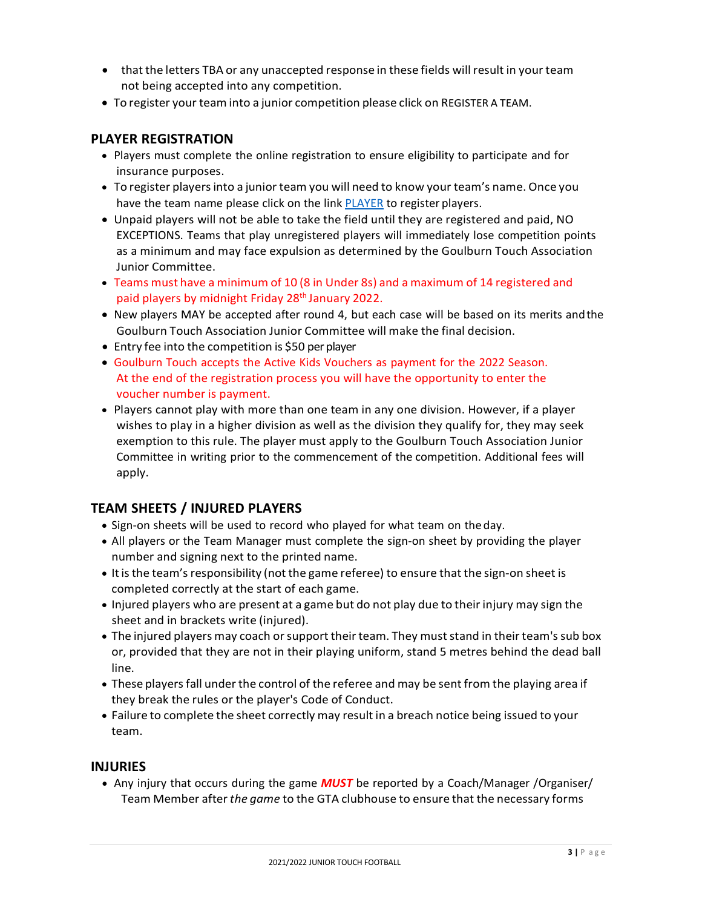- that the letters TBA or any unaccepted response in these fields will result in your team not being accepted into any competition.
- To register your team into a junior competition please click on REGISTER A TEAM.

## PLAYER REGISTRATION

- Players must complete the online registration to ensure eligibility to participate and for insurance purposes.
- To register players into a junior team you will need to know your team's name. Once you have the team name please click on the link [PLAYER] to register players.
- Unpaid players will not be able to take the field until they are registered and paid, NO EXCEPTIONS. Teams that play unregistered players will immediately lose competition points as a minimum and may face expulsion as determined by the Goulburn Touch Association Junior Committee.
- Teams must have a minimum of 10 (8 in Under 8s) and a maximum of 14 registered and paid players by midnight Friday 28th January 2022.
- New players MAY be accepted after round 4, but each case will be based on its merits and the Goulburn Touch Association Junior Committee will make the final decision.
- Entry fee into the competition is $50 per player
- Goulburn Touch accepts the Active Kids Vouchers as payment for the 2022 Season. At the end of the registration process you will have the opportunity to enter the voucher number is payment.
- Players cannot play with more than one team in any one division. However, if a player wishes to play in a higher division as well as the division they qualify for, they may seek exemption to this rule. The player must apply to the Goulburn Touch Association Junior Committee in writing prior to the commencement of the competition. Additional fees will apply.

## TEAM SHEETS / INJURED PLAYERS

- Sign-on sheets will be used to record who played for what team on the day.
- All players or the Team Manager must complete the sign-on sheet by providing the player number and signing next to the printed name.
- It is the team's responsibility (not the game referee) to ensure that the sign-on sheet is completed correctly at the start of each game.
- Injured players who are present at a game but do not play due to their injury may sign the sheet and in brackets write (injured).
- The injured players may coach or support their team. They must stand in their team's sub box or, provided that they are not in their playing uniform, stand 5 metres behind the dead ball line.
- These players fall under the control of the referee and may be sent from the playing area if they break the rules or the player's Code of Conduct.
- Failure to complete the sheet correctly may result in a breach notice being issued to your team.

## INJURIES

- Any injury that occurs during the game ***MUST*** be reported by a Coach/Manager /Organiser/ Team Member after *the game* to the GTA clubhouse to ensure that the necessary forms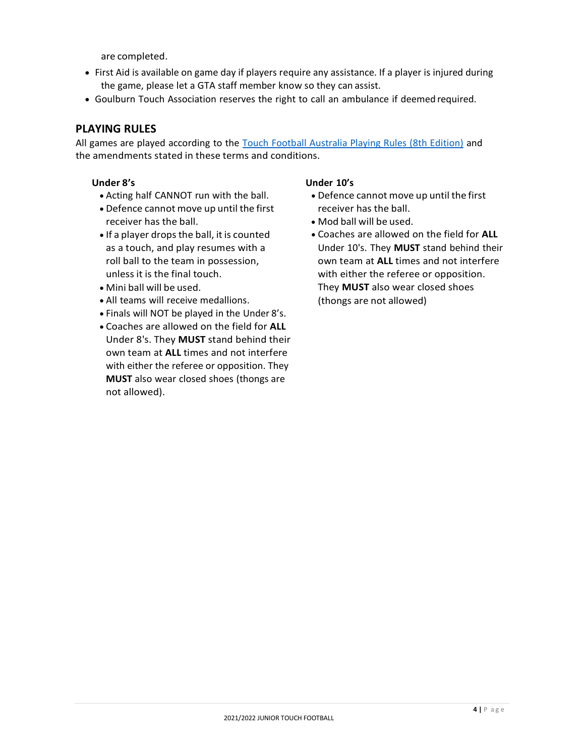are completed.

- First Aid is available on game day if players require any assistance. If a player is injured during the game, please let a GTA staff member know so they can assist.
- Goulburn Touch Association reserves the right to call an ambulance if deemed required.

## PLAYING RULES

All games are played according to the [Touch Football Australia Playing Rules (8th Edition)]() and the amendments stated in these terms and conditions.

### Under 8's

- Acting half CANNOT run with the ball.
- Defence cannot move up until the first receiver has the ball.
- If a player drops the ball, it is counted as a touch, and play resumes with a roll ball to the team in possession, unless it is the final touch.
- Mini ball will be used.
- All teams will receive medallions.
- Finals will NOT be played in the Under 8's.
- Coaches are allowed on the field for **ALL** Under 8's. They **MUST** stand behind their own team at **ALL** times and not interfere with either the referee or opposition. They **MUST** also wear closed shoes (thongs are not allowed).

### Under 10's

- Defence cannot move up until the first receiver has the ball.
- Mod ball will be used.
- Coaches are allowed on the field for **ALL** Under 10's. They **MUST** stand behind their own team at **ALL** times and not interfere with either the referee or opposition. They **MUST** also wear closed shoes (thongs are not allowed)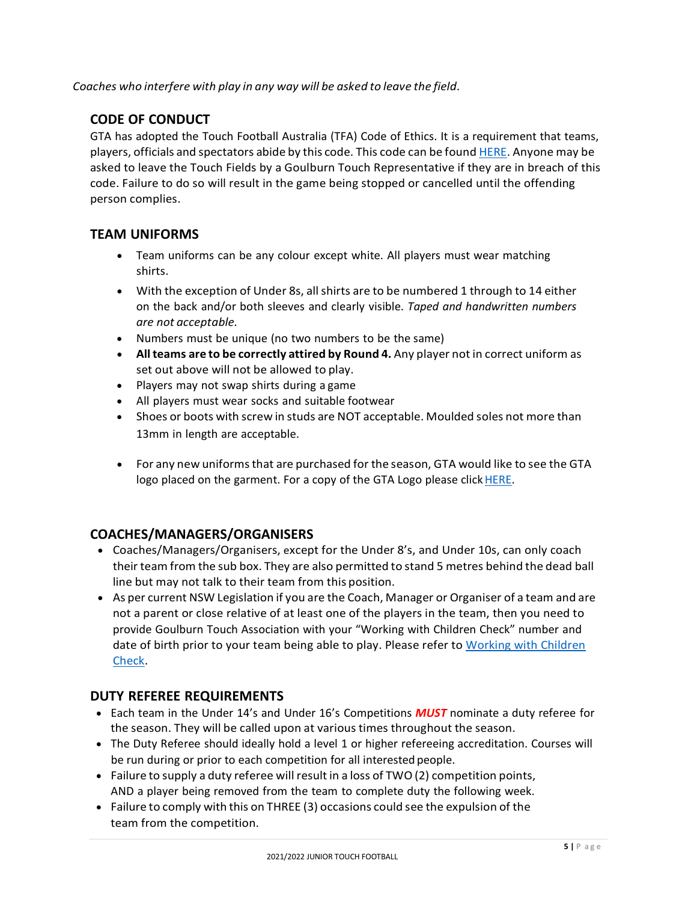*Coaches who interfere with play in any way will be asked to leave the field.*

## CODE OF CONDUCT

GTA has adopted the Touch Football Australia (TFA) Code of Ethics. It is a requirement that teams, players, officials and spectators abide by this code. This code can be found HERE. Anyone may be asked to leave the Touch Fields by a Goulburn Touch Representative if they are in breach of this code. Failure to do so will result in the game being stopped or cancelled until the offending person complies.

## TEAM UNIFORMS

- Team uniforms can be any colour except white. All players must wear matching shirts.
- With the exception of Under 8s, all shirts are to be numbered 1 through to 14 either on the back and/or both sleeves and clearly visible. *Taped and handwritten numbers are not acceptable.*
- Numbers must be unique (no two numbers to be the same)
- **All teams are to be correctly attired by Round 4.** Any player not in correct uniform as set out above will not be allowed to play.
- Players may not swap shirts during a game
- All players must wear socks and suitable footwear
- Shoes or boots with screw in studs are NOT acceptable. Moulded soles not more than 13mm in length are acceptable.
- For any new uniforms that are purchased for the season, GTA would like to see the GTA logo placed on the garment. For a copy of the GTA Logo please click HERE.

## COACHES/MANAGERS/ORGANISERS

- Coaches/Managers/Organisers, except for the Under 8's, and Under 10s, can only coach their team from the sub box. They are also permitted to stand 5 metres behind the dead ball line but may not talk to their team from this position.
- As per current NSW Legislation if you are the Coach, Manager or Organiser of a team and are not a parent or close relative of at least one of the players in the team, then you need to provide Goulburn Touch Association with your "Working with Children Check" number and date of birth prior to your team being able to play. Please refer to Working with Children Check.

## DUTY REFEREE REQUIREMENTS

- Each team in the Under 14's and Under 16's Competitions ***MUST*** nominate a duty referee for the season. They will be called upon at various times throughout the season.
- The Duty Referee should ideally hold a level 1 or higher refereeing accreditation. Courses will be run during or prior to each competition for all interested people.
- Failure to supply a duty referee will result in a loss of TWO (2) competition points, AND a player being removed from the team to complete duty the following week.
- Failure to comply with this on THREE (3) occasions could see the expulsion of the team from the competition.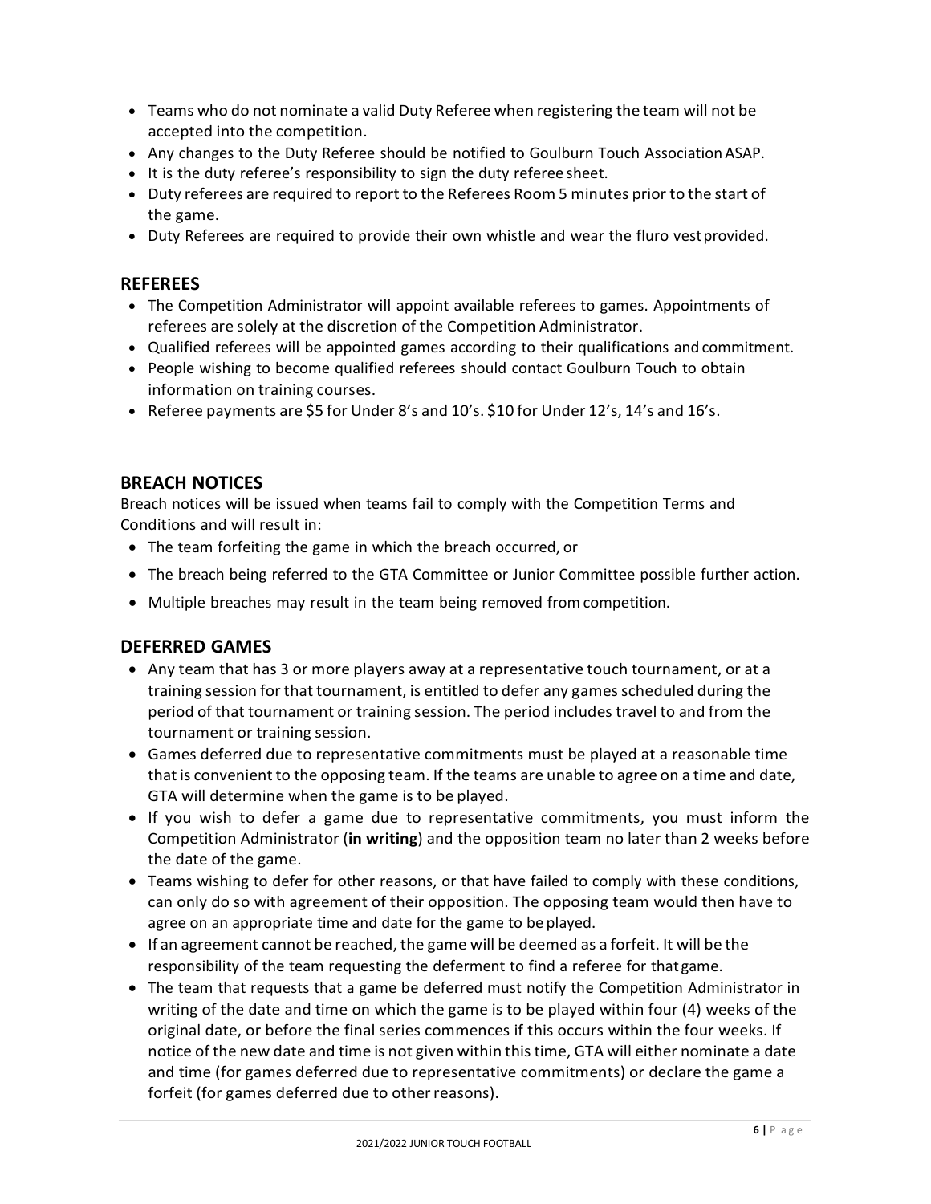- Teams who do not nominate a valid Duty Referee when registering the team will not be accepted into the competition.
- Any changes to the Duty Referee should be notified to Goulburn Touch Association ASAP.
- It is the duty referee's responsibility to sign the duty referee sheet.
- Duty referees are required to report to the Referees Room 5 minutes prior to the start of the game.
- Duty Referees are required to provide their own whistle and wear the fluro vest provided.

## REFEREES

- The Competition Administrator will appoint available referees to games. Appointments of referees are solely at the discretion of the Competition Administrator.
- Qualified referees will be appointed games according to their qualifications and commitment.
- People wishing to become qualified referees should contact Goulburn Touch to obtain information on training courses.
- Referee payments are $5 for Under 8's and 10's. $10 for Under 12's, 14's and 16's.

## BREACH NOTICES

Breach notices will be issued when teams fail to comply with the Competition Terms and Conditions and will result in:

- The team forfeiting the game in which the breach occurred, or
- The breach being referred to the GTA Committee or Junior Committee possible further action.
- Multiple breaches may result in the team being removed from competition.

## DEFERRED GAMES

- Any team that has 3 or more players away at a representative touch tournament, or at a training session for that tournament, is entitled to defer any games scheduled during the period of that tournament or training session. The period includes travel to and from the tournament or training session.
- Games deferred due to representative commitments must be played at a reasonable time that is convenient to the opposing team. If the teams are unable to agree on a time and date, GTA will determine when the game is to be played.
- If you wish to defer a game due to representative commitments, you must inform the Competition Administrator (**in writing**) and the opposition team no later than 2 weeks before the date of the game.
- Teams wishing to defer for other reasons, or that have failed to comply with these conditions, can only do so with agreement of their opposition. The opposing team would then have to agree on an appropriate time and date for the game to be played.
- If an agreement cannot be reached, the game will be deemed as a forfeit. It will be the responsibility of the team requesting the deferment to find a referee for that game.
- The team that requests that a game be deferred must notify the Competition Administrator in writing of the date and time on which the game is to be played within four (4) weeks of the original date, or before the final series commences if this occurs within the four weeks. If notice of the new date and time is not given within this time, GTA will either nominate a date and time (for games deferred due to representative commitments) or declare the game a forfeit (for games deferred due to other reasons).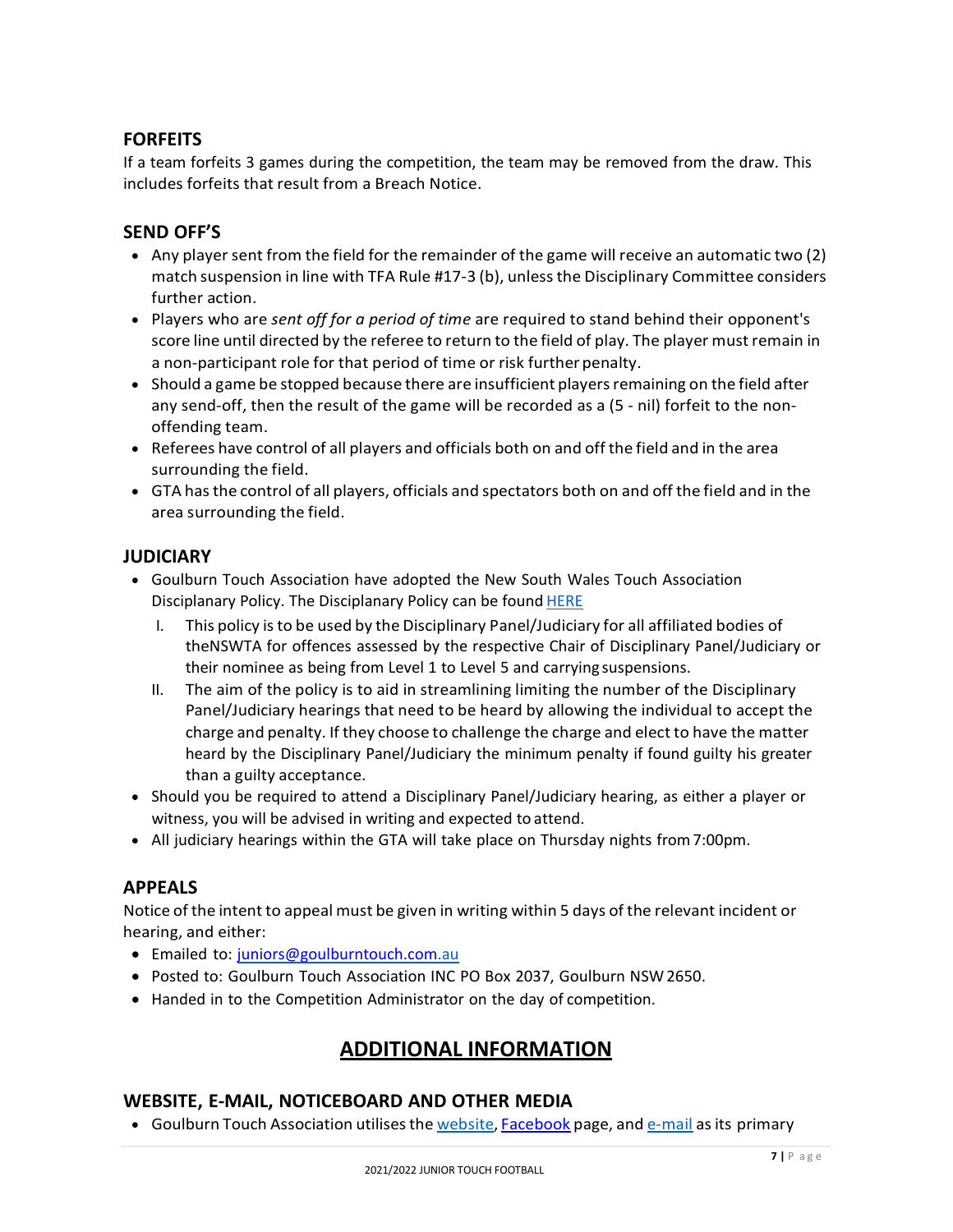## FORFEITS

If a team forfeits 3 games during the competition, the team may be removed from the draw. This includes forfeits that result from a Breach Notice.

## SEND OFF'S

- Any player sent from the field for the remainder of the game will receive an automatic two (2) match suspension in line with TFA Rule #17-3 (b), unless the Disciplinary Committee considers further action.
- Players who are *sent off for a period of time* are required to stand behind their opponent's score line until directed by the referee to return to the field of play. The player must remain in a non-participant role for that period of time or risk further penalty.
- Should a game be stopped because there are insufficient players remaining on the field after any send-off, then the result of the game will be recorded as a (5 - nil) forfeit to the non-offending team.
- Referees have control of all players and officials both on and off the field and in the area surrounding the field.
- GTA has the control of all players, officials and spectators both on and off the field and in the area surrounding the field.

## JUDICIARY

- Goulburn Touch Association have adopted the New South Wales Touch Association Disciplanary Policy. The Disciplanary Policy can be found HERE
  - I. This policy is to be used by the Disciplinary Panel/Judiciary for all affiliated bodies of theNSWTA for offences assessed by the respective Chair of Disciplinary Panel/Judiciary or their nominee as being from Level 1 to Level 5 and carrying suspensions.
  - II. The aim of the policy is to aid in streamlining limiting the number of the Disciplinary Panel/Judiciary hearings that need to be heard by allowing the individual to accept the charge and penalty. If they choose to challenge the charge and elect to have the matter heard by the Disciplinary Panel/Judiciary the minimum penalty if found guilty his greater than a guilty acceptance.
- Should you be required to attend a Disciplinary Panel/Judiciary hearing, as either a player or witness, you will be advised in writing and expected to attend.
- All judiciary hearings within the GTA will take place on Thursday nights from 7:00pm.

## APPEALS

Notice of the intent to appeal must be given in writing within 5 days of the relevant incident or hearing, and either:

- Emailed to: juniors@goulburntouch.com.au
- Posted to: Goulburn Touch Association INC PO Box 2037, Goulburn NSW 2650.
- Handed in to the Competition Administrator on the day of competition.

# ADDITIONAL INFORMATION

## WEBSITE, E-MAIL, NOTICEBOARD AND OTHER MEDIA

- Goulburn Touch Association utilises the website, Facebook page, and e-mail as its primary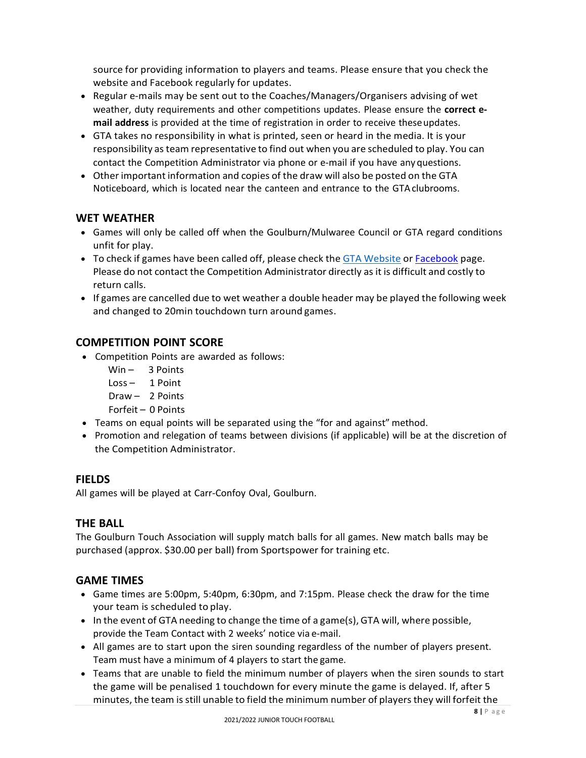source for providing information to players and teams. Please ensure that you check the website and Facebook regularly for updates.

- Regular e-mails may be sent out to the Coaches/Managers/Organisers advising of wet weather, duty requirements and other competitions updates. Please ensure the **correct e-mail address** is provided at the time of registration in order to receive these updates.
- GTA takes no responsibility in what is printed, seen or heard in the media. It is your responsibility as team representative to find out when you are scheduled to play. You can contact the Competition Administrator via phone or e-mail if you have any questions.
- Other important information and copies of the draw will also be posted on the GTA Noticeboard, which is located near the canteen and entrance to the GTA clubrooms.

## WET WEATHER

- Games will only be called off when the Goulburn/Mulwaree Council or GTA regard conditions unfit for play.
- To check if games have been called off, please check the GTA Website or Facebook page. Please do not contact the Competition Administrator directly as it is difficult and costly to return calls.
- If games are cancelled due to wet weather a double header may be played the following week and changed to 20min touchdown turn around games.

## COMPETITION POINT SCORE

- Competition Points are awarded as follows:
  - Win – 3 Points
  - Loss – 1 Point
  - Draw – 2 Points
  - Forfeit – 0 Points
- Teams on equal points will be separated using the "for and against" method.
- Promotion and relegation of teams between divisions (if applicable) will be at the discretion of the Competition Administrator.

## FIELDS

All games will be played at Carr-Confoy Oval, Goulburn.

## THE BALL

The Goulburn Touch Association will supply match balls for all games. New match balls may be purchased (approx. $30.00 per ball) from Sportspower for training etc.

## GAME TIMES

- Game times are 5:00pm, 5:40pm, 6:30pm, and 7:15pm. Please check the draw for the time your team is scheduled to play.
- In the event of GTA needing to change the time of a game(s), GTA will, where possible, provide the Team Contact with 2 weeks' notice via e-mail.
- All games are to start upon the siren sounding regardless of the number of players present. Team must have a minimum of 4 players to start the game.
- Teams that are unable to field the minimum number of players when the siren sounds to start the game will be penalised 1 touchdown for every minute the game is delayed. If, after 5 minutes, the team is still unable to field the minimum number of players they will forfeit the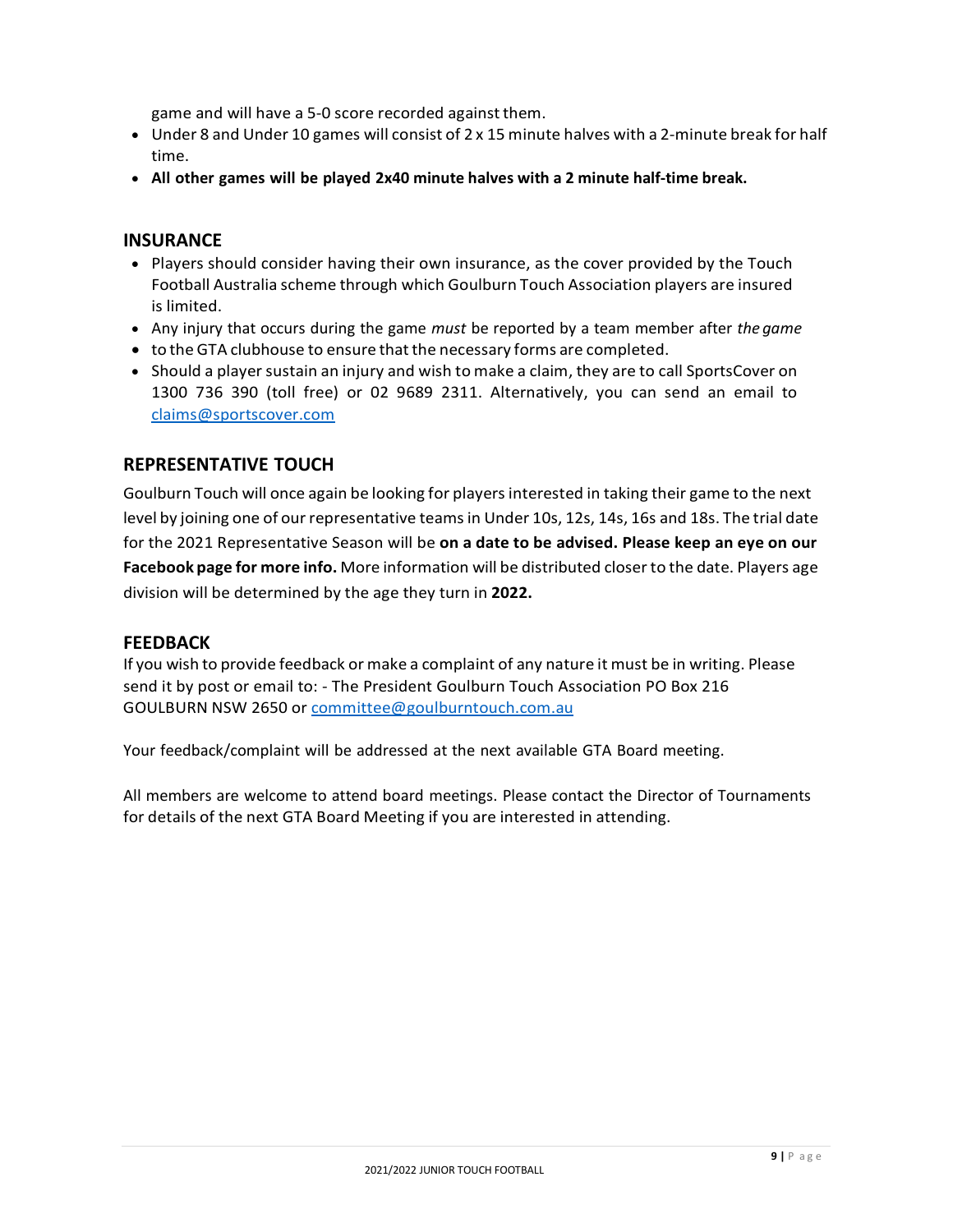game and will have a 5-0 score recorded against them.

- Under 8 and Under 10 games will consist of 2 x 15 minute halves with a 2-minute break for half time.
- **All other games will be played 2x40 minute halves with a 2 minute half-time break.**

## INSURANCE

- Players should consider having their own insurance, as the cover provided by the Touch Football Australia scheme through which Goulburn Touch Association players are insured is limited.
- Any injury that occurs during the game *must* be reported by a team member after *the game*
- to the GTA clubhouse to ensure that the necessary forms are completed.
- Should a player sustain an injury and wish to make a claim, they are to call SportsCover on 1300 736 390 (toll free) or 02 9689 2311. Alternatively, you can send an email to claims@sportscover.com

## REPRESENTATIVE TOUCH

Goulburn Touch will once again be looking for players interested in taking their game to the next level by joining one of our representative teams in Under 10s, 12s, 14s, 16s and 18s. The trial date for the 2021 Representative Season will be **on a date to be advised. Please keep an eye on our Facebook page for more info.** More information will be distributed closer to the date. Players age division will be determined by the age they turn in **2022.**

## FEEDBACK

If you wish to provide feedback or make a complaint of any nature it must be in writing. Please send it by post or email to: - The President Goulburn Touch Association PO Box 216 GOULBURN NSW 2650 or committee@goulburntouch.com.au

Your feedback/complaint will be addressed at the next available GTA Board meeting.

All members are welcome to attend board meetings. Please contact the Director of Tournaments for details of the next GTA Board Meeting if you are interested in attending.